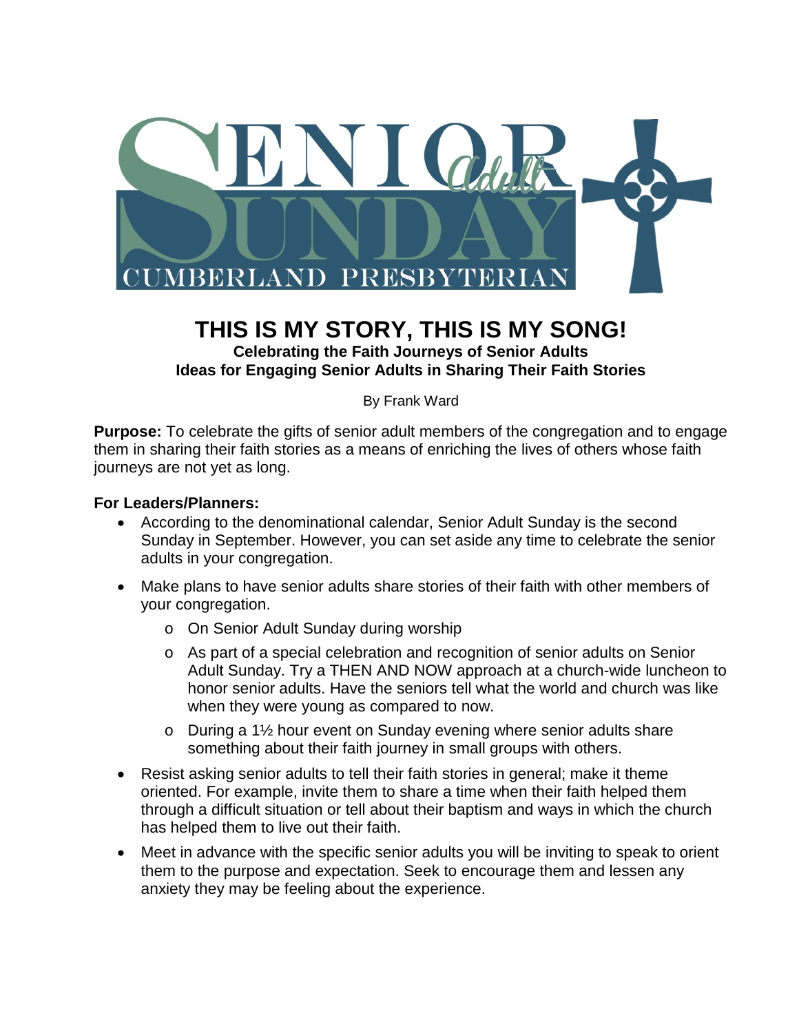SENIOR Adult SUNDAY
CUMBERLAND PRESBYTERIAN

# THIS IS MY STORY, THIS IS MY SONG!

**Celebrating the Faith Journeys of Senior Adults**
**Ideas for Engaging Senior Adults in Sharing Their Faith Stories**

By Frank Ward

**Purpose:** To celebrate the gifts of senior adult members of the congregation and to engage them in sharing their faith stories as a means of enriching the lives of others whose faith journeys are not yet as long.

**For Leaders/Planners:**

- According to the denominational calendar, Senior Adult Sunday is the second Sunday in September. However, you can set aside any time to celebrate the senior adults in your congregation.
- Make plans to have senior adults share stories of their faith with other members of your congregation.
  - On Senior Adult Sunday during worship
  - As part of a special celebration and recognition of senior adults on Senior Adult Sunday. Try a THEN AND NOW approach at a church-wide luncheon to honor senior adults. Have the seniors tell what the world and church was like when they were young as compared to now.
  - During a 1½ hour event on Sunday evening where senior adults share something about their faith journey in small groups with others.
- Resist asking senior adults to tell their faith stories in general; make it theme oriented. For example, invite them to share a time when their faith helped them through a difficult situation or tell about their baptism and ways in which the church has helped them to live out their faith.
- Meet in advance with the specific senior adults you will be inviting to speak to orient them to the purpose and expectation. Seek to encourage them and lessen any anxiety they may be feeling about the experience.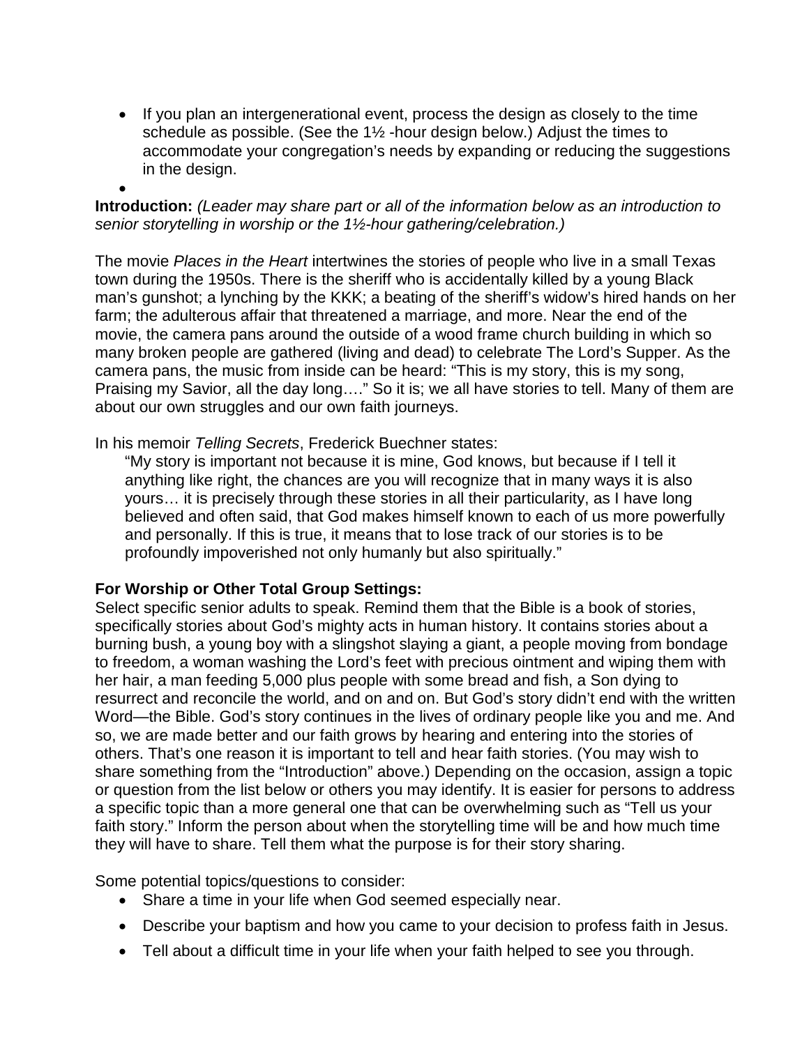- If you plan an intergenerational event, process the design as closely to the time schedule as possible. (See the 1½ -hour design below.) Adjust the times to accommodate your congregation's needs by expanding or reducing the suggestions in the design.
-

**Introduction:** *(Leader may share part or all of the information below as an introduction to senior storytelling in worship or the 1½-hour gathering/celebration.)*

The movie *Places in the Heart* intertwines the stories of people who live in a small Texas town during the 1950s. There is the sheriff who is accidentally killed by a young Black man's gunshot; a lynching by the KKK; a beating of the sheriff's widow's hired hands on her farm; the adulterous affair that threatened a marriage, and more. Near the end of the movie, the camera pans around the outside of a wood frame church building in which so many broken people are gathered (living and dead) to celebrate The Lord's Supper. As the camera pans, the music from inside can be heard: "This is my story, this is my song, Praising my Savior, all the day long…." So it is; we all have stories to tell. Many of them are about our own struggles and our own faith journeys.

In his memoir *Telling Secrets*, Frederick Buechner states:

> "My story is important not because it is mine, God knows, but because if I tell it anything like right, the chances are you will recognize that in many ways it is also yours… it is precisely through these stories in all their particularity, as I have long believed and often said, that God makes himself known to each of us more powerfully and personally. If this is true, it means that to lose track of our stories is to be profoundly impoverished not only humanly but also spiritually."

**For Worship or Other Total Group Settings:**
Select specific senior adults to speak. Remind them that the Bible is a book of stories, specifically stories about God's mighty acts in human history. It contains stories about a burning bush, a young boy with a slingshot slaying a giant, a people moving from bondage to freedom, a woman washing the Lord's feet with precious ointment and wiping them with her hair, a man feeding 5,000 plus people with some bread and fish, a Son dying to resurrect and reconcile the world, and on and on. But God's story didn't end with the written Word—the Bible. God's story continues in the lives of ordinary people like you and me. And so, we are made better and our faith grows by hearing and entering into the stories of others. That's one reason it is important to tell and hear faith stories. (You may wish to share something from the "Introduction" above.) Depending on the occasion, assign a topic or question from the list below or others you may identify. It is easier for persons to address a specific topic than a more general one that can be overwhelming such as "Tell us your faith story." Inform the person about when the storytelling time will be and how much time they will have to share. Tell them what the purpose is for their story sharing.

Some potential topics/questions to consider:

- Share a time in your life when God seemed especially near.
- Describe your baptism and how you came to your decision to profess faith in Jesus.
- Tell about a difficult time in your life when your faith helped to see you through.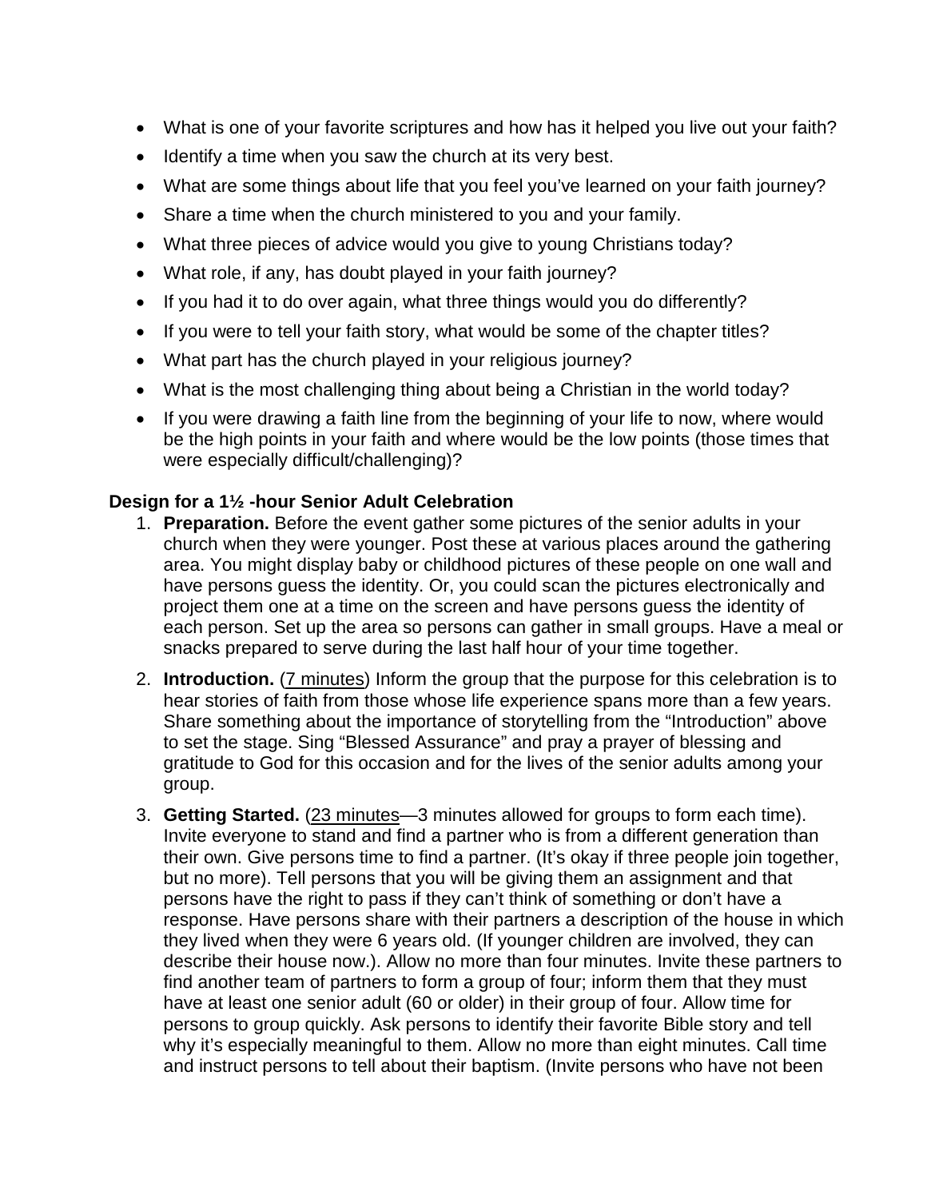- What is one of your favorite scriptures and how has it helped you live out your faith?
- Identify a time when you saw the church at its very best.
- What are some things about life that you feel you've learned on your faith journey?
- Share a time when the church ministered to you and your family.
- What three pieces of advice would you give to young Christians today?
- What role, if any, has doubt played in your faith journey?
- If you had it to do over again, what three things would you do differently?
- If you were to tell your faith story, what would be some of the chapter titles?
- What part has the church played in your religious journey?
- What is the most challenging thing about being a Christian in the world today?
- If you were drawing a faith line from the beginning of your life to now, where would be the high points in your faith and where would be the low points (those times that were especially difficult/challenging)?

**Design for a 1½ -hour Senior Adult Celebration**

1. **Preparation.** Before the event gather some pictures of the senior adults in your church when they were younger. Post these at various places around the gathering area. You might display baby or childhood pictures of these people on one wall and have persons guess the identity. Or, you could scan the pictures electronically and project them one at a time on the screen and have persons guess the identity of each person. Set up the area so persons can gather in small groups. Have a meal or snacks prepared to serve during the last half hour of your time together.
2. **Introduction.** (7 minutes) Inform the group that the purpose for this celebration is to hear stories of faith from those whose life experience spans more than a few years. Share something about the importance of storytelling from the "Introduction" above to set the stage. Sing "Blessed Assurance" and pray a prayer of blessing and gratitude to God for this occasion and for the lives of the senior adults among your group.
3. **Getting Started.** (23 minutes—3 minutes allowed for groups to form each time). Invite everyone to stand and find a partner who is from a different generation than their own. Give persons time to find a partner. (It's okay if three people join together, but no more). Tell persons that you will be giving them an assignment and that persons have the right to pass if they can't think of something or don't have a response. Have persons share with their partners a description of the house in which they lived when they were 6 years old. (If younger children are involved, they can describe their house now.). Allow no more than four minutes. Invite these partners to find another team of partners to form a group of four; inform them that they must have at least one senior adult (60 or older) in their group of four. Allow time for persons to group quickly. Ask persons to identify their favorite Bible story and tell why it's especially meaningful to them. Allow no more than eight minutes. Call time and instruct persons to tell about their baptism. (Invite persons who have not been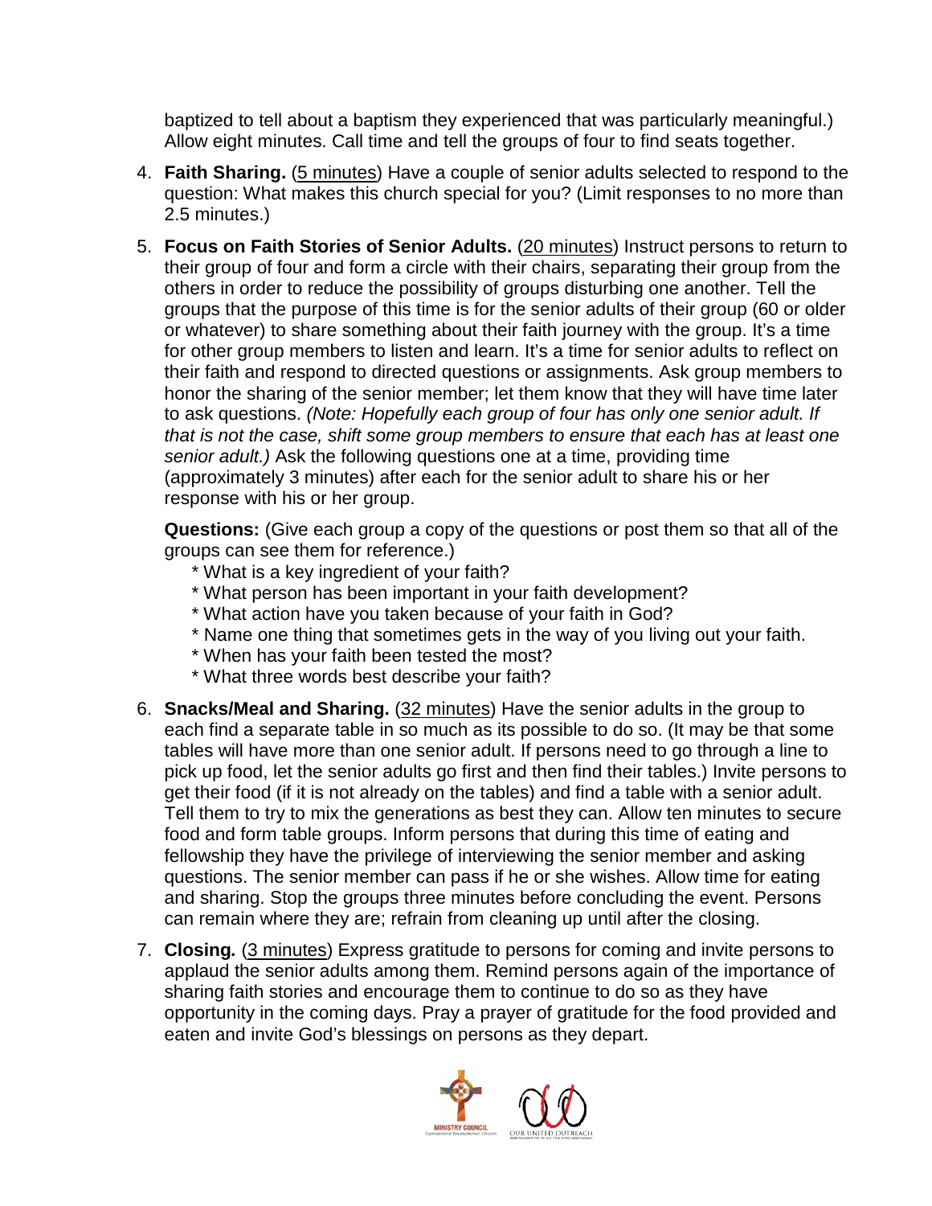baptized to tell about a baptism they experienced that was particularly meaningful.) Allow eight minutes. Call time and tell the groups of four to find seats together.

4. **Faith Sharing.** (5 minutes) Have a couple of senior adults selected to respond to the question: What makes this church special for you? (Limit responses to no more than 2.5 minutes.)

5. **Focus on Faith Stories of Senior Adults.** (20 minutes) Instruct persons to return to their group of four and form a circle with their chairs, separating their group from the others in order to reduce the possibility of groups disturbing one another. Tell the groups that the purpose of this time is for the senior adults of their group (60 or older or whatever) to share something about their faith journey with the group. It's a time for other group members to listen and learn. It's a time for senior adults to reflect on their faith and respond to directed questions or assignments. Ask group members to honor the sharing of the senior member; let them know that they will have time later to ask questions. *(Note: Hopefully each group of four has only one senior adult. If that is not the case, shift some group members to ensure that each has at least one senior adult.)* Ask the following questions one at a time, providing time (approximately 3 minutes) after each for the senior adult to share his or her response with his or her group.

   **Questions:** (Give each group a copy of the questions or post them so that all of the groups can see them for reference.)
   * What is a key ingredient of your faith?
   * What person has been important in your faith development?
   * What action have you taken because of your faith in God?
   * Name one thing that sometimes gets in the way of you living out your faith.
   * When has your faith been tested the most?
   * What three words best describe your faith?

6. **Snacks/Meal and Sharing.** (32 minutes) Have the senior adults in the group to each find a separate table in so much as its possible to do so. (It may be that some tables will have more than one senior adult. If persons need to go through a line to pick up food, let the senior adults go first and then find their tables.) Invite persons to get their food (if it is not already on the tables) and find a table with a senior adult. Tell them to try to mix the generations as best they can. Allow ten minutes to secure food and form table groups. Inform persons that during this time of eating and fellowship they have the privilege of interviewing the senior member and asking questions. The senior member can pass if he or she wishes. Allow time for eating and sharing. Stop the groups three minutes before concluding the event. Persons can remain where they are; refrain from cleaning up until after the closing.

7. **Closing.** (3 minutes) Express gratitude to persons for coming and invite persons to applaud the senior adults among them. Remind persons again of the importance of sharing faith stories and encourage them to continue to do so as they have opportunity in the coming days. Pray a prayer of gratitude for the food provided and eaten and invite God's blessings on persons as they depart.